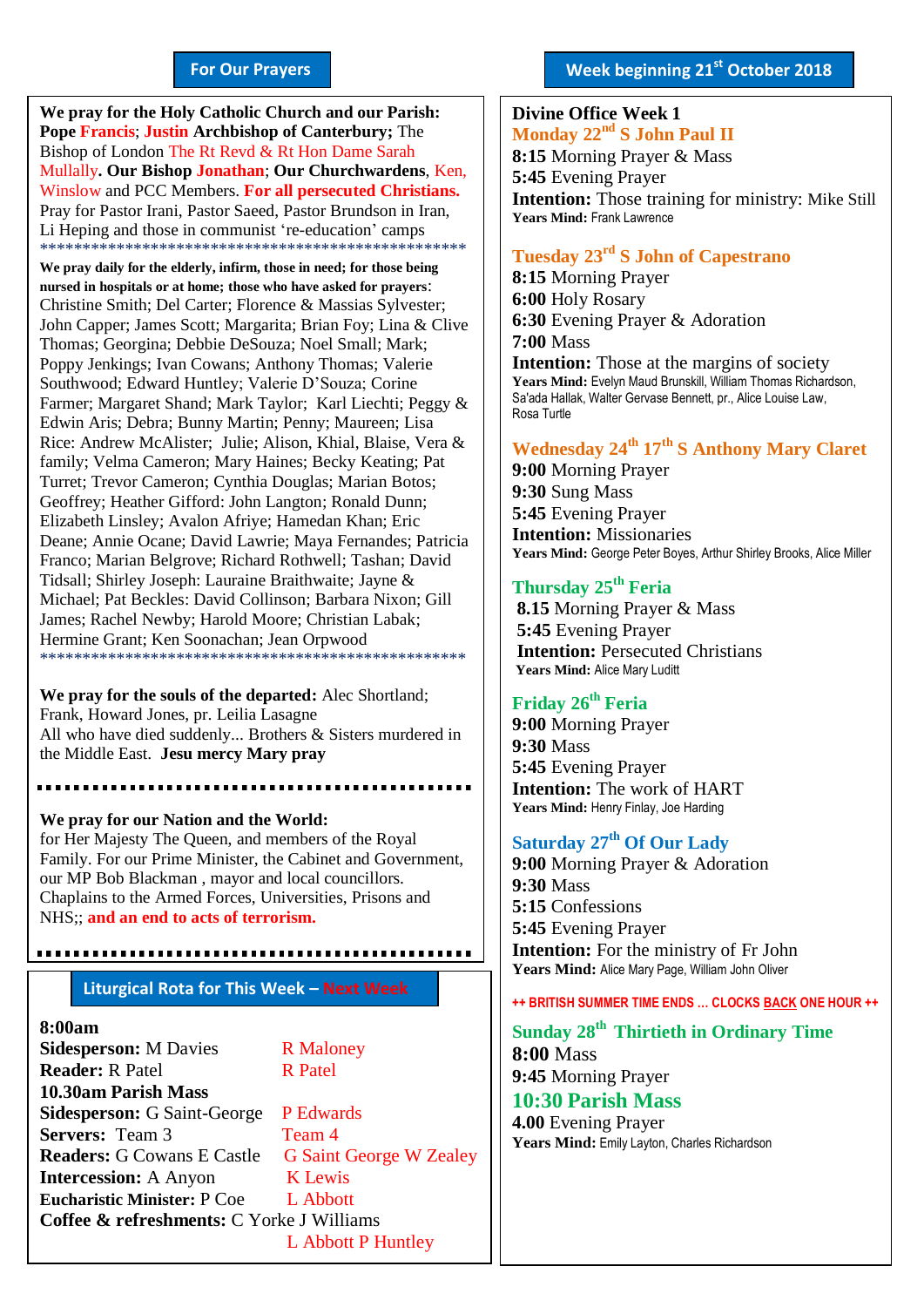## For Our Prayers

**We pray for the Holy Catholic Church and our Parish:** **Pope Francis**; **Justin Archbishop of Canterbury;** The Bishop of London The Rt Revd & Rt Hon Dame Sarah Mullally**. Our Bishop Jonathan**; **Our Churchwardens**, Ken, Winslow and PCC Members. **For all persecuted Christians.** Pray for Pastor Irani, Pastor Saeed, Pastor Brundson in Iran, Li Heping and those in communist 're-education' camps

******************************************************

**We pray daily for the elderly, infirm, those in need; for those being nursed in hospitals or at home; those who have asked for prayers**: Christine Smith; Del Carter; Florence & Massias Sylvester; John Capper; James Scott; Margarita; Brian Foy; Lina & Clive Thomas; Georgina; Debbie DeSouza; Noel Small; Mark; Poppy Jenkings; Ivan Cowans; Anthony Thomas; Valerie Southwood; Edward Huntley; Valerie D'Souza; Corine Farmer; Margaret Shand; Mark Taylor; Karl Liechti; Peggy & Edwin Aris; Debra; Bunny Martin; Penny; Maureen; Lisa Rice: Andrew McAlister; Julie; Alison, Khial, Blaise, Vera & family; Velma Cameron; Mary Haines; Becky Keating; Pat Turret; Trevor Cameron; Cynthia Douglas; Marian Botos; Geoffrey; Heather Gifford: John Langton; Ronald Dunn; Elizabeth Linsley; Avalon Afriye; Hamedan Khan; Eric Deane; Annie Ocane; David Lawrie; Maya Fernandes; Patricia Franco; Marian Belgrove; Richard Rothwell; Tashan; David Tidsall; Shirley Joseph: Lauraine Braithwaite; Jayne & Michael; Pat Beckles: David Collinson; Barbara Nixon; Gill James; Rachel Newby; Harold Moore; Christian Labak; Hermine Grant; Ken Soonachan; Jean Orpwood

******************************************************

**We pray for the souls of the departed:** Alec Shortland; Frank, Howard Jones, pr. Leilia Lasagne

All who have died suddenly... Brothers & Sisters murdered in the Middle East. **Jesu mercy Mary pray**

**We pray for our Nation and the World:**
for Her Majesty The Queen, and members of the Royal Family. For our Prime Minister, the Cabinet and Government, our MP Bob Blackman , mayor and local councillors. Chaplains to the Armed Forces, Universities, Prisons and NHS;; **and an end to acts of terrorism.**

## Liturgical Rota for This Week – Next Week

| **8:00am** | This Week | Next Week |
|---|---|---|
| **Sidesperson:** | M Davies | R Maloney |
| **Reader:** | R Patel | R Patel |
| **10.30am Parish Mass** | | |
| **Sidesperson:** | G Saint-George | P Edwards |
| **Servers:** | Team 3 | Team 4 |
| **Readers:** | G Cowans E Castle | G Saint George W Zealey |
| **Intercession:** | A Anyon | K Lewis |
| **Eucharistic Minister:** | P Coe | L Abbott |
| **Coffee & refreshments:** | C Yorke J Williams | L Abbott P Huntley |

## Week beginning 21st October 2018

**Divine Office Week 1**

### Monday 22nd S John Paul II
**8:15** Morning Prayer & Mass
**5:45** Evening Prayer
**Intention:** Those training for ministry: Mike Still
**Years Mind:** Frank Lawrence

### Tuesday 23rd S John of Capestrano
**8:15** Morning Prayer
**6:00** Holy Rosary
**6:30** Evening Prayer & Adoration
**7:00** Mass
**Intention:** Those at the margins of society
**Years Mind:** Evelyn Maud Brunskill, William Thomas Richardson, Sa'ada Hallak, Walter Gervase Bennett, pr., Alice Louise Law, Rosa Turtle

### Wednesday 24th 17th S Anthony Mary Claret
**9:00** Morning Prayer
**9:30** Sung Mass
**5:45** Evening Prayer
**Intention:** Missionaries
**Years Mind:** George Peter Boyes, Arthur Shirley Brooks, Alice Miller

### Thursday 25th Feria
**8.15** Morning Prayer & Mass
**5:45** Evening Prayer
**Intention:** Persecuted Christians
**Years Mind:** Alice Mary Luditt

### Friday 26th Feria
**9:00** Morning Prayer
**9:30** Mass
**5:45** Evening Prayer
**Intention:** The work of HART
**Years Mind:** Henry Finlay, Joe Harding

### Saturday 27th Of Our Lady
**9:00** Morning Prayer & Adoration
**9:30** Mass
**5:15** Confessions
**5:45** Evening Prayer
**Intention:** For the ministry of Fr John
**Years Mind:** Alice Mary Page, William John Oliver

**++ BRITISH SUMMER TIME ENDS ... CLOCKS BACK ONE HOUR ++**

### Sunday 28th Thirtieth in Ordinary Time
**8:00** Mass
**9:45** Morning Prayer
**10:30 Parish Mass**
**4.00** Evening Prayer
**Years Mind:** Emily Layton, Charles Richardson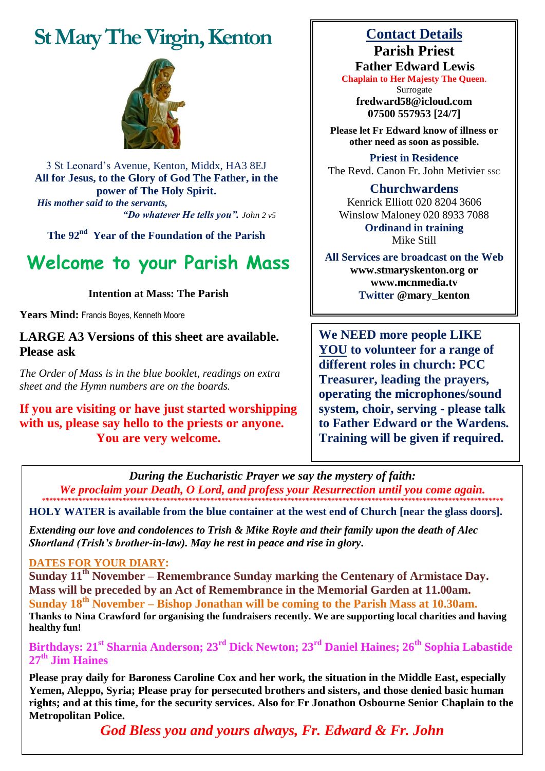# St Mary The Virgin, Kenton

3 St Leonard's Avenue, Kenton, Middx, HA3 8EJ

**All for Jesus, to the Glory of God The Father, in the power of The Holy Spirit.**

***His mother said to the servants,***
***"Do whatever He tells you". John 2 v5***

**The 92nd Year of the Foundation of the Parish**

# Welcome to your Parish Mass

**Intention at Mass: The Parish**

**Years Mind:** Francis Boyes, Kenneth Moore

**LARGE A3 Versions of this sheet are available. Please ask**

*The Order of Mass is in the blue booklet, readings on extra sheet and the Hymn numbers are on the boards.*

**If you are visiting or have just started worshipping with us, please say hello to the priests or anyone. You are very welcome.**

## Contact Details

**Parish Priest**
**Father Edward Lewis**
**Chaplain to Her Majesty The Queen.**
Surrogate
**fredward58@icloud.com**
**07500 557953 [24/7]**

**Please let Fr Edward know of illness or other need as soon as possible.**

**Priest in Residence**
The Revd. Canon Fr. John Metivier SSC

**Churchwardens**
Kenrick Elliott 020 8204 3606
Winslow Maloney 020 8933 7088

**Ordinand in training**
Mike Still

**All Services are broadcast on the Web**
**www.stmaryskenton.org or www.mcnmedia.tv**
**Twitter @mary_kenton**

**We NEED more people LIKE YOU to volunteer for a range of different roles in church: PCC Treasurer, leading the prayers, operating the microphones/sound system, choir, serving - please talk to Father Edward or the Wardens. Training will be given if required.**

*During the Eucharistic Prayer we say the mystery of faith:*
***We proclaim your Death, O Lord, and profess your Resurrection until you come again.***

**HOLY WATER is available from the blue container at the west end of Church [near the glass doors].**

***Extending our love and condolences to Trish & Mike Royle and their family upon the death of Alec Shortland (Trish's brother-in-law). May he rest in peace and rise in glory.***

**DATES FOR YOUR DIARY:**

**Sunday 11th November – Remembrance Sunday marking the Centenary of Armistace Day. Mass will be preceded by an Act of Remembrance in the Memorial Garden at 11.00am.**

**Sunday 18th November – Bishop Jonathan will be coming to the Parish Mass at 10.30am.**

**Thanks to Nina Crawford for organising the fundraisers recently. We are supporting local charities and having healthy fun!**

**Birthdays: 21st Sharnia Anderson; 23rd Dick Newton; 23rd Daniel Haines; 26th Sophia Labastide 27th Jim Haines**

**Please pray daily for Baroness Caroline Cox and her work, the situation in the Middle East, especially Yemen, Aleppo, Syria; Please pray for persecuted brothers and sisters, and those denied basic human rights; and at this time, for the security services. Also for Fr Jonathon Osbourne Senior Chaplain to the Metropolitan Police.**

*God Bless you and yours always, Fr. Edward & Fr. John*